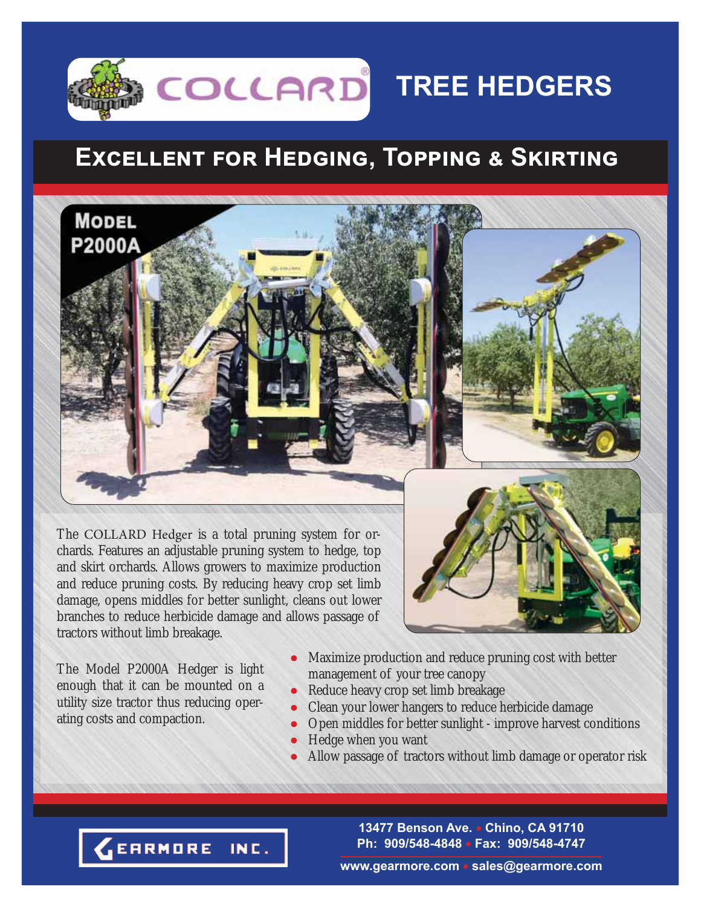# COLLARD® TREE HEDGERS

## Excellent for Hedging, Topping & Skirting

**Model P2000A**

The COLLARD Hedger is a total pruning system for orchards. Features an adjustable pruning system to hedge, top and skirt orchards. Allows growers to maximize production and reduce pruning costs. By reducing heavy crop set limb damage, opens middles for better sunlight, cleans out lower branches to reduce herbicide damage and allows passage of tractors without limb breakage.

The Model P2000A Hedger is light enough that it can be mounted on a utility size tractor thus reducing operating costs and compaction.

- Maximize production and reduce pruning cost with better management of your tree canopy
- Reduce heavy crop set limb breakage
- Clean your lower hangers to reduce herbicide damage
- Open middles for better sunlight - improve harvest conditions
- Hedge when you want
- Allow passage of tractors without limb damage or operator risk

GEARMORE INC.

13477 Benson Ave. • Chino, CA 91710
Ph: 909/548-4848 • Fax: 909/548-4747
www.gearmore.com • sales@gearmore.com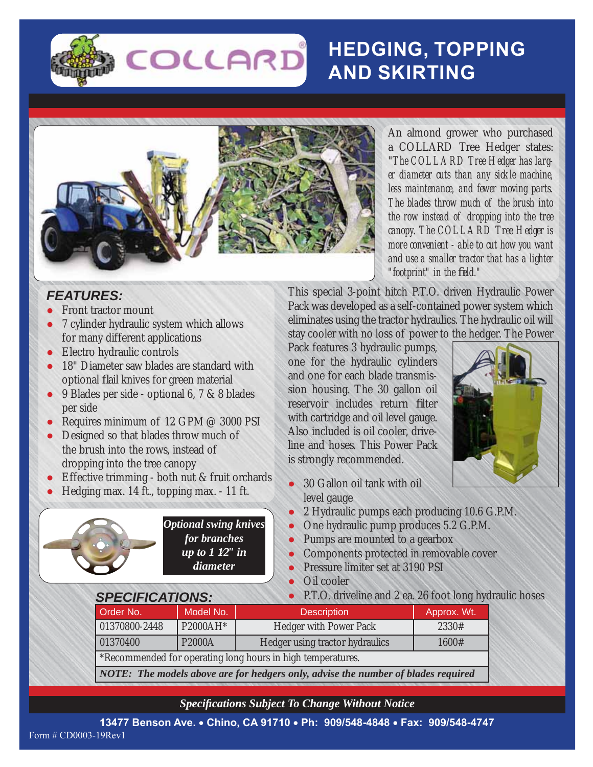# HEDGING, TOPPING AND SKIRTING

An almond grower who purchased a COLLARD Tree Hedger states: *"The COLLARD Tree Hedger has larger diameter cuts than any sickle machine, less maintenance, and fewer moving parts. The blades throw much of the brush into the row instead of dropping into the tree canopy. The COLLARD Tree Hedger is more convenient - able to cut how you want and use a smaller tractor that has a lighter "footprint" in the field."*

## FEATURES:

- Front tractor mount
- 7 cylinder hydraulic system which allows for many different applications
- Electro hydraulic controls
- 18" Diameter saw blades are standard with optional flail knives for green material
- 9 Blades per side - optional 6, 7 & 8 blades per side
- Requires minimum of 12 GPM @ 3000 PSI
- Designed so that blades throw much of the brush into the rows, instead of dropping into the tree canopy
- Effective trimming - both nut & fruit orchards
- Hedging max. 14 ft., topping max. - 11 ft.

***Optional swing knives for branches up to 1 1/2" in diameter***

This special 3-point hitch P.T.O. driven Hydraulic Power Pack was developed as a self-contained power system which eliminates using the tractor hydraulics. The hydraulic oil will stay cooler with no loss of power to the hedger. The Power Pack features 3 hydraulic pumps, one for the hydraulic cylinders and one for each blade transmission housing. The 30 gallon oil reservoir includes return filter with cartridge and oil level gauge. Also included is oil cooler, driveline and hoses. This Power Pack is strongly recommended.

- 30 Gallon oil tank with oil level gauge
- 2 Hydraulic pumps each producing 10.6 G.P.M.
- One hydraulic pump produces 5.2 G.P.M.
- Pumps are mounted to a gearbox
- Components protected in removable cover
- Pressure limiter set at 3190 PSI
- Oil cooler
- P.T.O. driveline and 2 ea. 26 foot long hydraulic hoses

## SPECIFICATIONS:

| Order No. | Model No. | Description | Approx. Wt. |
|---|---|---|---|
| 01370800-2448 | P2000AH* | Hedger with Power Pack | 2330# |
| 01370400 | P2000A | Hedger using tractor hydraulics | 1600# |
| *Recommended for operating long hours in high temperatures. | | | |
| ***NOTE: The models above are for hedgers only, advise the number of blades required*** | | | |

*Specifications Subject To Change Without Notice*

**13477 Benson Ave. • Chino, CA 91710 • Ph: 909/548-4848 • Fax: 909/548-4747**

Form # CD0003-19Rev1